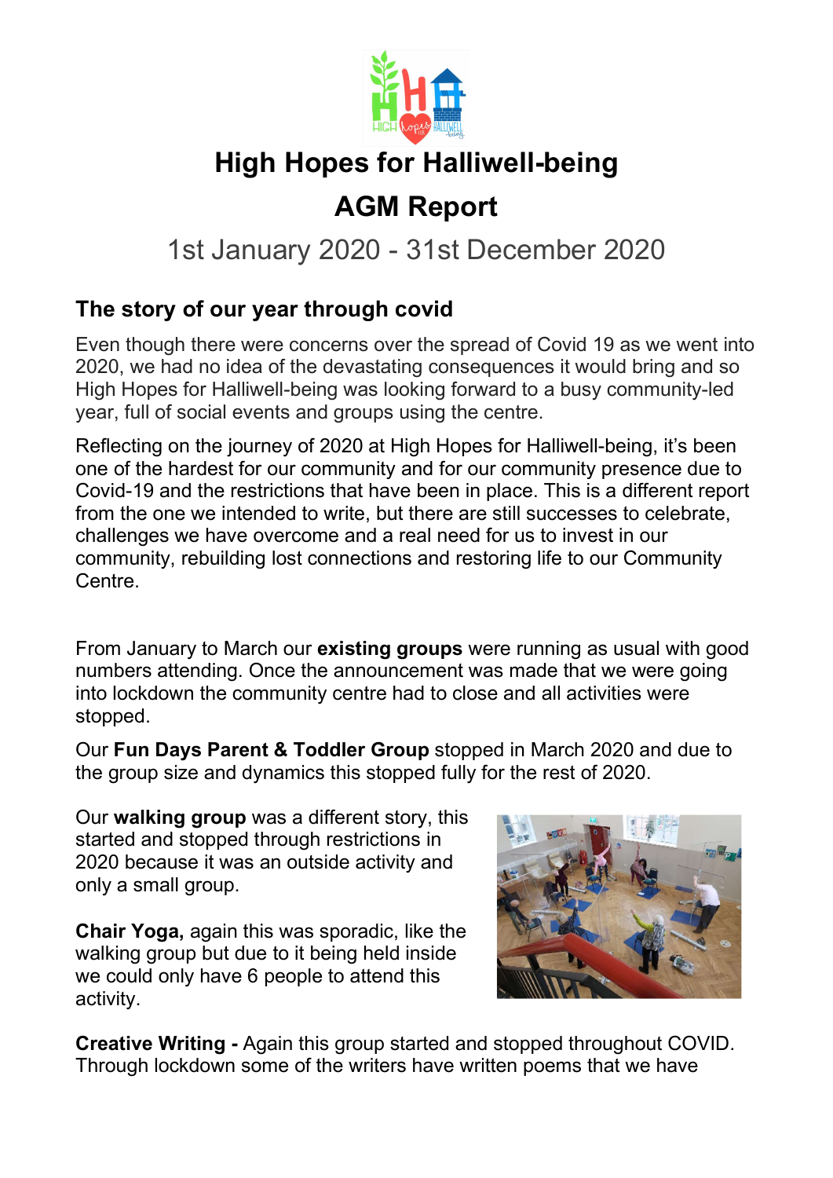# High Hopes for Halliwell-being

# AGM Report

1st January 2020 - 31st December 2020

## The story of our year through covid

Even though there were concerns over the spread of Covid 19 as we went into 2020, we had no idea of the devastating consequences it would bring and so High Hopes for Halliwell-being was looking forward to a busy community-led year, full of social events and groups using the centre.

Reflecting on the journey of 2020 at High Hopes for Halliwell-being, it's been one of the hardest for our community and for our community presence due to Covid-19 and the restrictions that have been in place. This is a different report from the one we intended to write, but there are still successes to celebrate, challenges we have overcome and a real need for us to invest in our community, rebuilding lost connections and restoring life to our Community Centre.

From January to March our **existing groups** were running as usual with good numbers attending. Once the announcement was made that we were going into lockdown the community centre had to close and all activities were stopped.

Our **Fun Days Parent & Toddler Group** stopped in March 2020 and due to the group size and dynamics this stopped fully for the rest of 2020.

Our **walking group** was a different story, this started and stopped through restrictions in 2020 because it was an outside activity and only a small group.

**Chair Yoga,** again this was sporadic, like the walking group but due to it being held inside we could only have 6 people to attend this activity.

**Creative Writing -** Again this group started and stopped throughout COVID. Through lockdown some of the writers have written poems that we have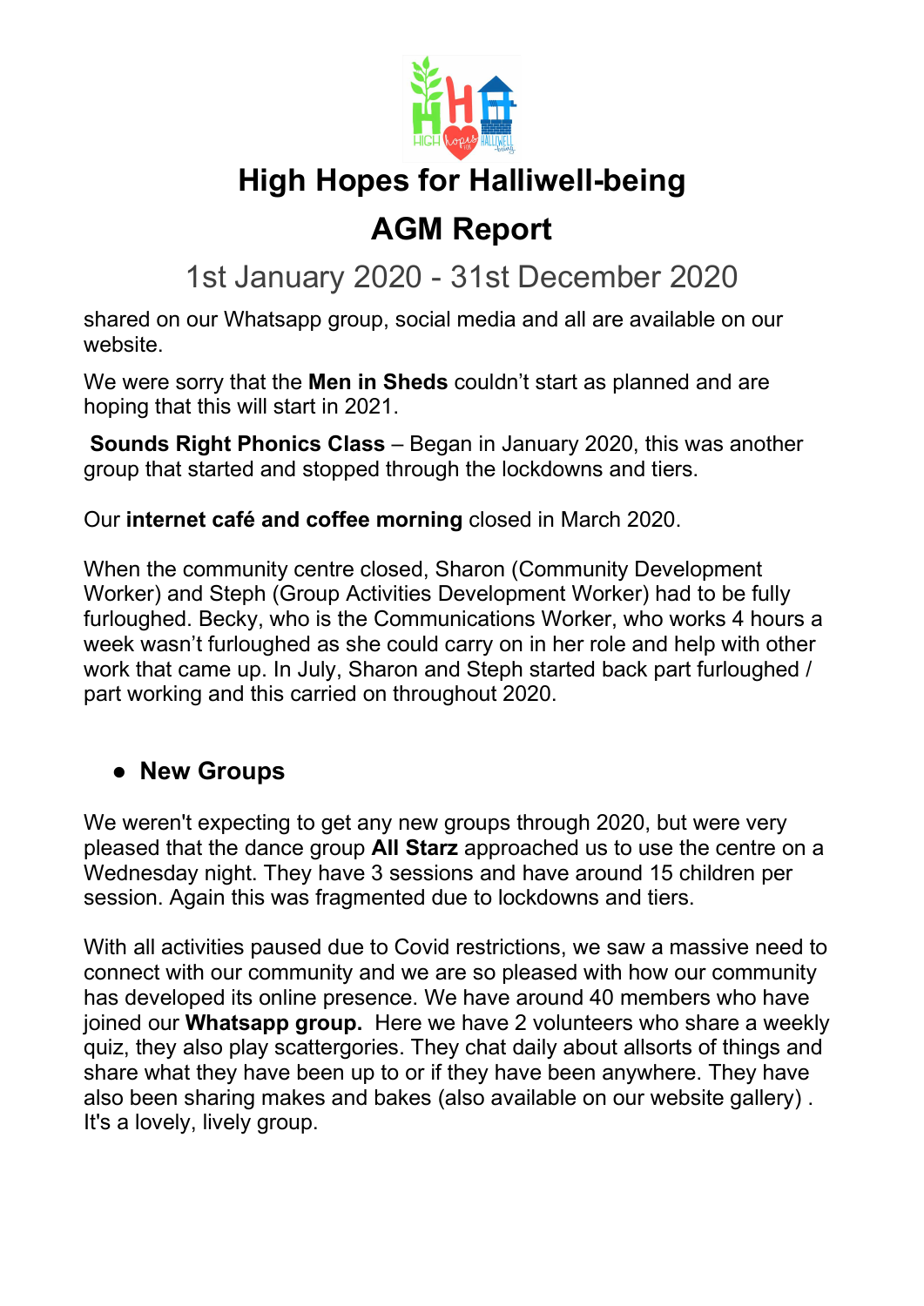# High Hopes for Halliwell-being

# AGM Report

## 1st January 2020 - 31st December 2020

shared on our Whatsapp group, social media and all are available on our website.

We were sorry that the **Men in Sheds** couldn't start as planned and are hoping that this will start in 2021.

**Sounds Right Phonics Class** – Began in January 2020, this was another group that started and stopped through the lockdowns and tiers.

Our **internet café and coffee morning** closed in March 2020.

When the community centre closed, Sharon (Community Development Worker) and Steph (Group Activities Development Worker) had to be fully furloughed. Becky, who is the Communications Worker, who works 4 hours a week wasn't furloughed as she could carry on in her role and help with other work that came up. In July, Sharon and Steph started back part furloughed / part working and this carried on throughout 2020.

- **New Groups**

We weren't expecting to get any new groups through 2020, but were very pleased that the dance group **All Starz** approached us to use the centre on a Wednesday night. They have 3 sessions and have around 15 children per session. Again this was fragmented due to lockdowns and tiers.

With all activities paused due to Covid restrictions, we saw a massive need to connect with our community and we are so pleased with how our community has developed its online presence. We have around 40 members who have joined our **Whatsapp group.** Here we have 2 volunteers who share a weekly quiz, they also play scattergories. They chat daily about allsorts of things and share what they have been up to or if they have been anywhere. They have also been sharing makes and bakes (also available on our website gallery) . It's a lovely, lively group.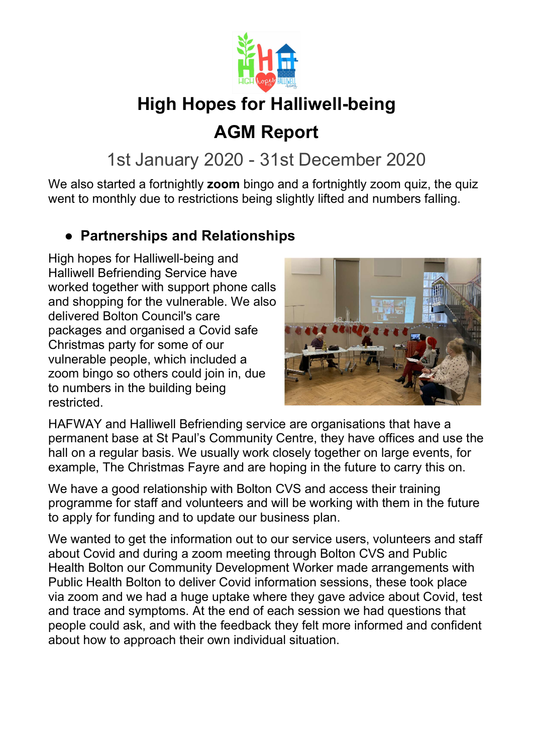# High Hopes for Halliwell-being

# AGM Report

## 1st January 2020 - 31st December 2020

We also started a fortnightly **zoom** bingo and a fortnightly zoom quiz, the quiz went to monthly due to restrictions being slightly lifted and numbers falling.

- **Partnerships and Relationships**

High hopes for Halliwell-being and Halliwell Befriending Service have worked together with support phone calls and shopping for the vulnerable. We also delivered Bolton Council's care packages and organised a Covid safe Christmas party for some of our vulnerable people, which included a zoom bingo so others could join in, due to numbers in the building being restricted.

HAFWAY and Halliwell Befriending service are organisations that have a permanent base at St Paul's Community Centre, they have offices and use the hall on a regular basis. We usually work closely together on large events, for example, The Christmas Fayre and are hoping in the future to carry this on.

We have a good relationship with Bolton CVS and access their training programme for staff and volunteers and will be working with them in the future to apply for funding and to update our business plan.

We wanted to get the information out to our service users, volunteers and staff about Covid and during a zoom meeting through Bolton CVS and Public Health Bolton our Community Development Worker made arrangements with Public Health Bolton to deliver Covid information sessions, these took place via zoom and we had a huge uptake where they gave advice about Covid, test and trace and symptoms. At the end of each session we had questions that people could ask, and with the feedback they felt more informed and confident about how to approach their own individual situation.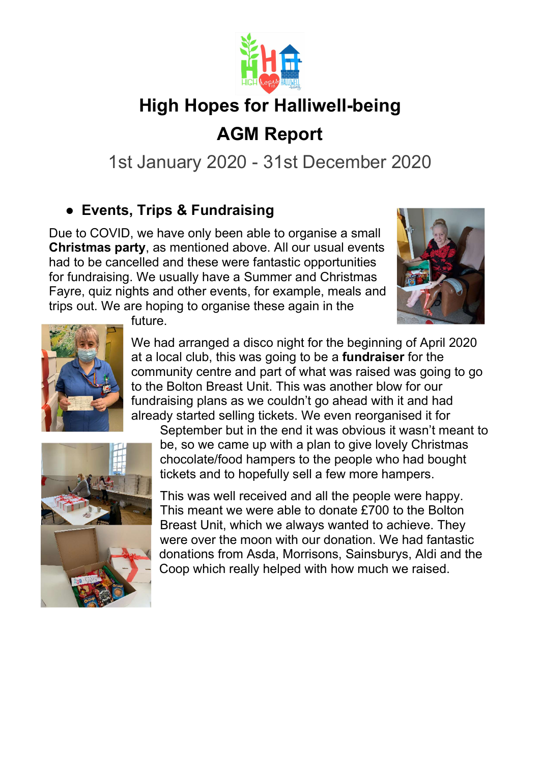# High Hopes for Halliwell-being

# AGM Report

1st January 2020 - 31st December 2020

- **Events, Trips & Fundraising**

Due to COVID, we have only been able to organise a small **Christmas party**, as mentioned above. All our usual events had to be cancelled and these were fantastic opportunities for fundraising. We usually have a Summer and Christmas Fayre, quiz nights and other events, for example, meals and trips out. We are hoping to organise these again in the future.

We had arranged a disco night for the beginning of April 2020 at a local club, this was going to be a **fundraiser** for the community centre and part of what was raised was going to go to the Bolton Breast Unit. This was another blow for our fundraising plans as we couldn't go ahead with it and had already started selling tickets. We even reorganised it for September but in the end it was obvious it wasn't meant to be, so we came up with a plan to give lovely Christmas chocolate/food hampers to the people who had bought tickets and to hopefully sell a few more hampers.

This was well received and all the people were happy. This meant we were able to donate £700 to the Bolton Breast Unit, which we always wanted to achieve. They were over the moon with our donation. We had fantastic donations from Asda, Morrisons, Sainsburys, Aldi and the Coop which really helped with how much we raised.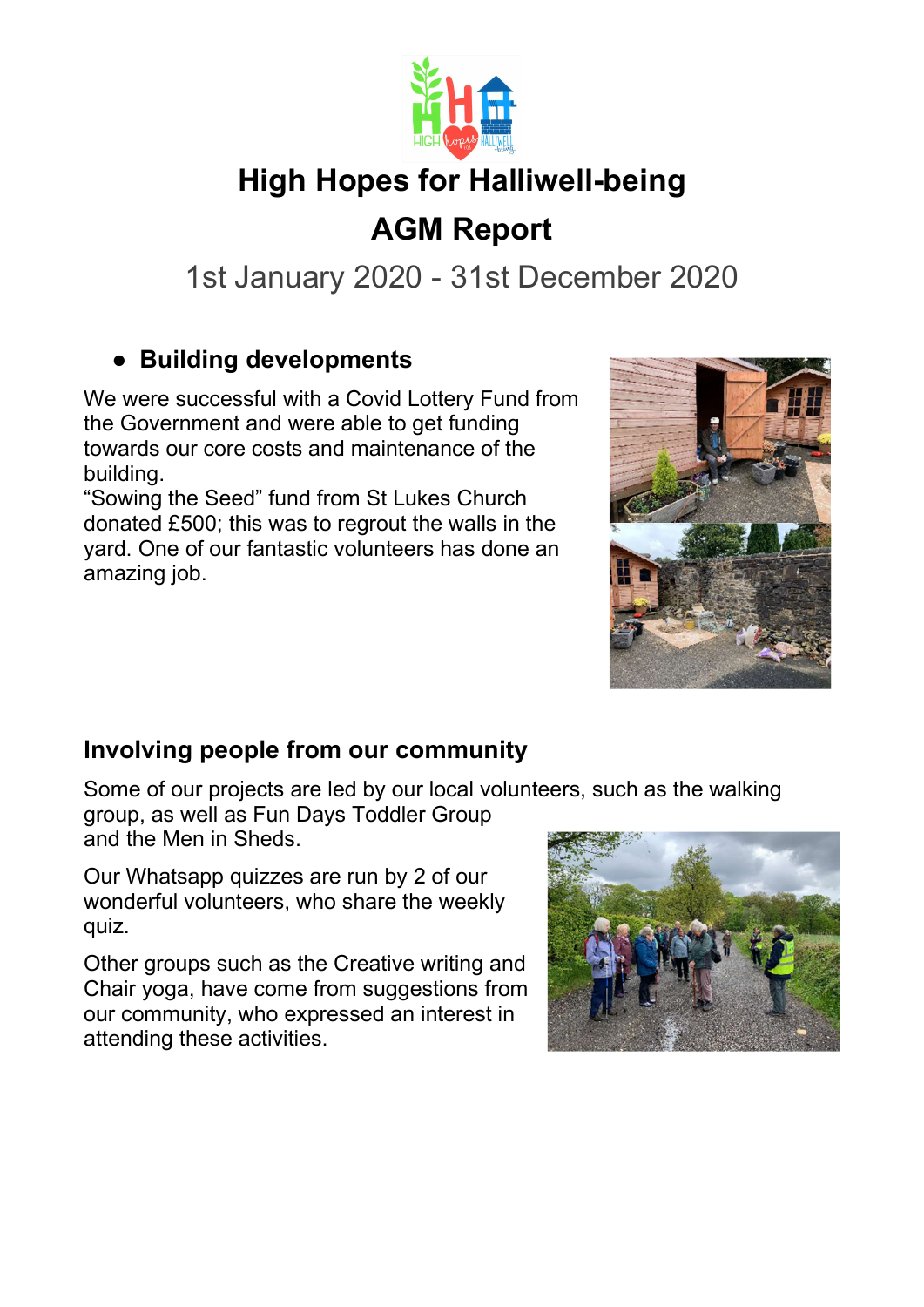# High Hopes for Halliwell-being

# AGM Report

1st January 2020 - 31st December 2020

- **Building developments**

We were successful with a Covid Lottery Fund from the Government and were able to get funding towards our core costs and maintenance of the building.
“Sowing the Seed” fund from St Lukes Church donated £500; this was to regrout the walls in the yard. One of our fantastic volunteers has done an amazing job.

## Involving people from our community

Some of our projects are led by our local volunteers, such as the walking group, as well as Fun Days Toddler Group and the Men in Sheds.

Our Whatsapp quizzes are run by 2 of our wonderful volunteers, who share the weekly quiz.

Other groups such as the Creative writing and Chair yoga, have come from suggestions from our community, who expressed an interest in attending these activities.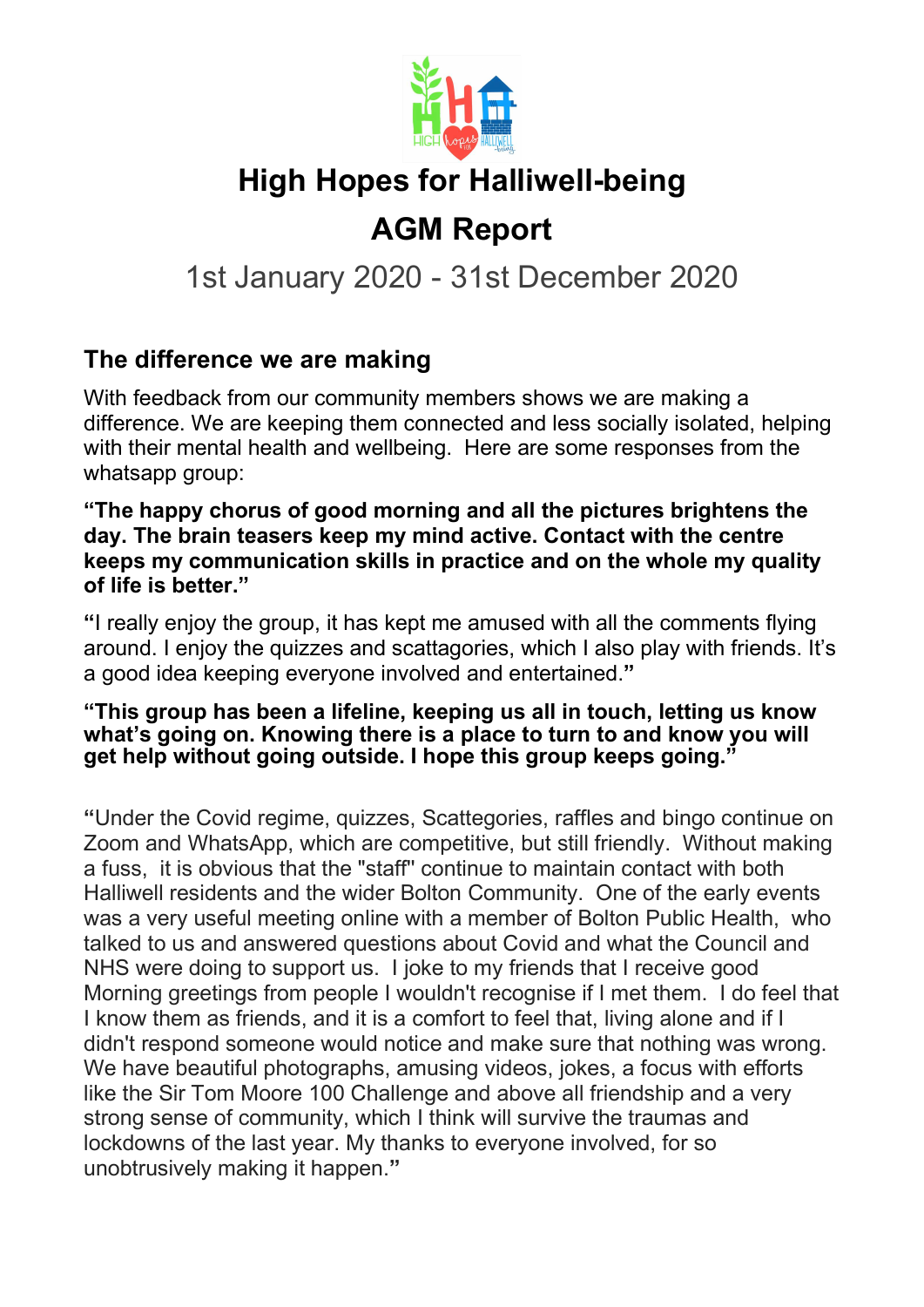# High Hopes for Halliwell-being

## AGM Report

1st January 2020 - 31st December 2020

### The difference we are making

With feedback from our community members shows we are making a difference. We are keeping them connected and less socially isolated, helping with their mental health and wellbeing.  Here are some responses from the whatsapp group:

**"The happy chorus of good morning and all the pictures brightens the day. The brain teasers keep my mind active. Contact with the centre keeps my communication skills in practice and on the whole my quality of life is better."**

**"**I really enjoy the group, it has kept me amused with all the comments flying around. I enjoy the quizzes and scattagories, which I also play with friends. It's a good idea keeping everyone involved and entertained.**"**

**"This group has been a lifeline, keeping us all in touch, letting us know what's going on. Knowing there is a place to turn to and know you will get help without going outside. I hope this group keeps going."**

**"**Under the Covid regime, quizzes, Scattegories, raffles and bingo continue on Zoom and WhatsApp, which are competitive, but still friendly.  Without making a fuss,  it is obvious that the "staff" continue to maintain contact with both Halliwell residents and the wider Bolton Community.  One of the early events was a very useful meeting online with a member of Bolton Public Health,  who talked to us and answered questions about Covid and what the Council and NHS were doing to support us.  I joke to my friends that I receive good Morning greetings from people I wouldn't recognise if I met them.  I do feel that I know them as friends, and it is a comfort to feel that, living alone and if I didn't respond someone would notice and make sure that nothing was wrong. We have beautiful photographs, amusing videos, jokes, a focus with efforts like the Sir Tom Moore 100 Challenge and above all friendship and a very strong sense of community, which I think will survive the traumas and lockdowns of the last year. My thanks to everyone involved, for so unobtrusively making it happen.**"**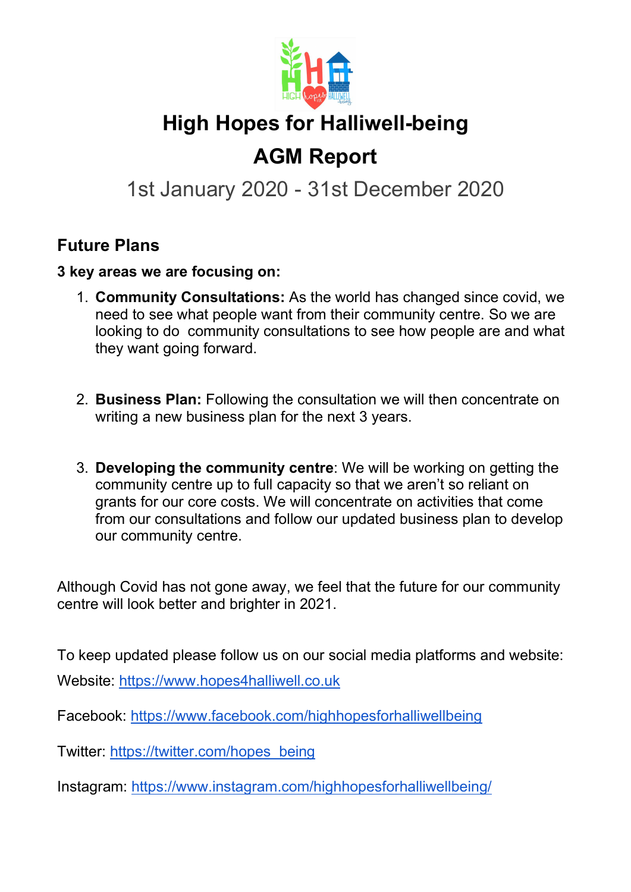# High Hopes for Halliwell-being

# AGM Report

1st January 2020 - 31st December 2020

## Future Plans

**3 key areas we are focusing on:**

1. **Community Consultations:** As the world has changed since covid, we need to see what people want from their community centre. So we are looking to do community consultations to see how people are and what they want going forward.

2. **Business Plan:** Following the consultation we will then concentrate on writing a new business plan for the next 3 years.

3. **Developing the community centre**: We will be working on getting the community centre up to full capacity so that we aren't so reliant on grants for our core costs. We will concentrate on activities that come from our consultations and follow our updated business plan to develop our community centre.

Although Covid has not gone away, we feel that the future for our community centre will look better and brighter in 2021.

To keep updated please follow us on our social media platforms and website:

Website: https://www.hopes4halliwell.co.uk

Facebook: https://www.facebook.com/highhopesforhalliwellbeing

Twitter: https://twitter.com/hopes_being

Instagram: https://www.instagram.com/highhopesforhalliwellbeing/